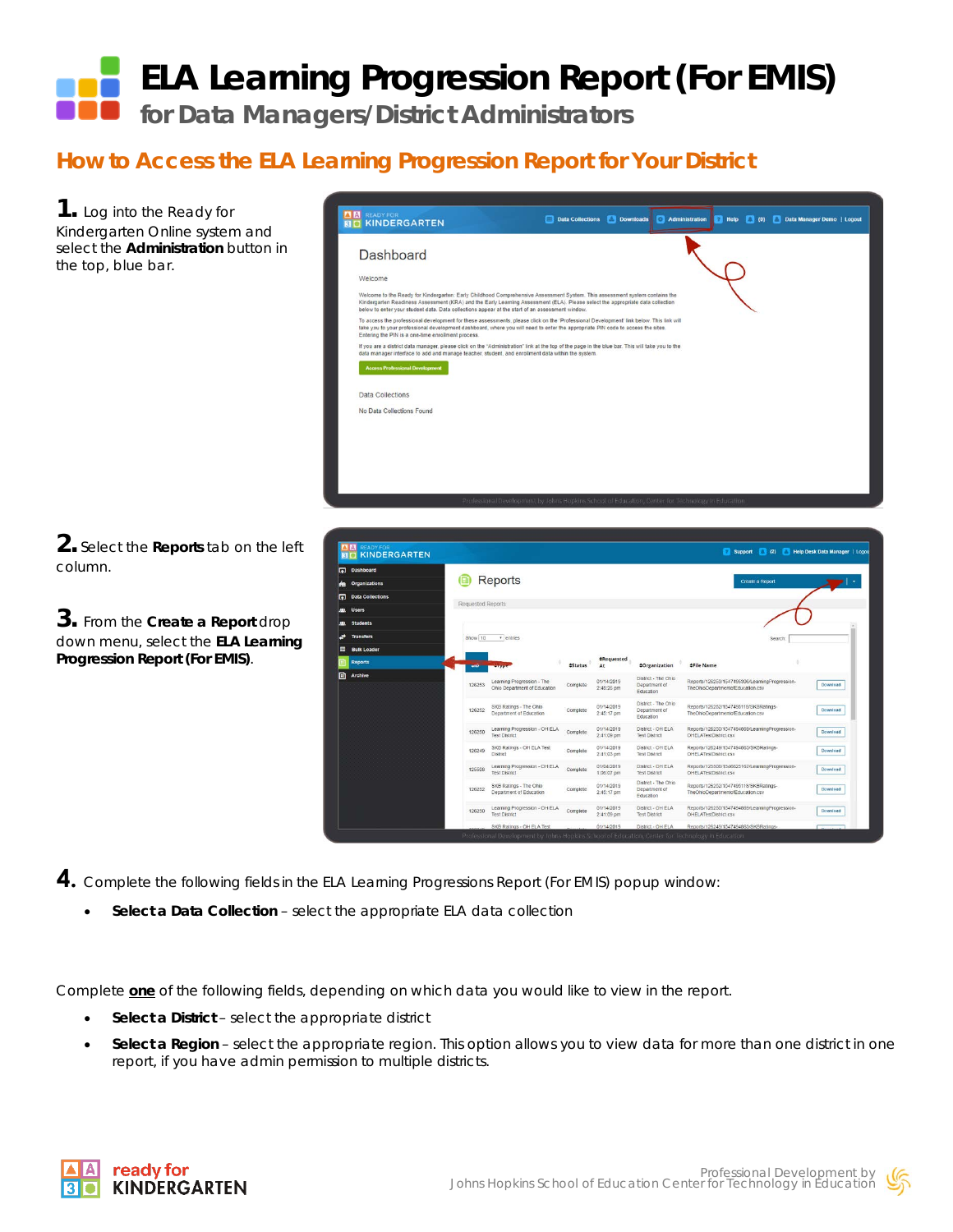# ELA Learning Progression Report (For EMIS)

## for Data Managers/District Administrators

## How to Access the ELA Learning Progression Report for Your District

**1.** Log into the Ready for Kindergarten Online system and select the **Administration** button in the top, blue bar.

**2.** Select the **Reports** tab on the left column.

**3.** From the **Create a Report** drop down menu, select the **ELA Learning Progression Report (For EMIS)**.

**4.** Complete the following fields in the ELA Learning Progressions Report (For EMIS) popup window:

- **Select a Data Collection** – select the appropriate ELA data collection

Complete **one** of the following fields, depending on which data you would like to view in the report.

- **Select a District** – select the appropriate district
- **Select a Region** – select the appropriate region. This option allows you to view data for more than one district in one report, if you have admin permission to multiple districts.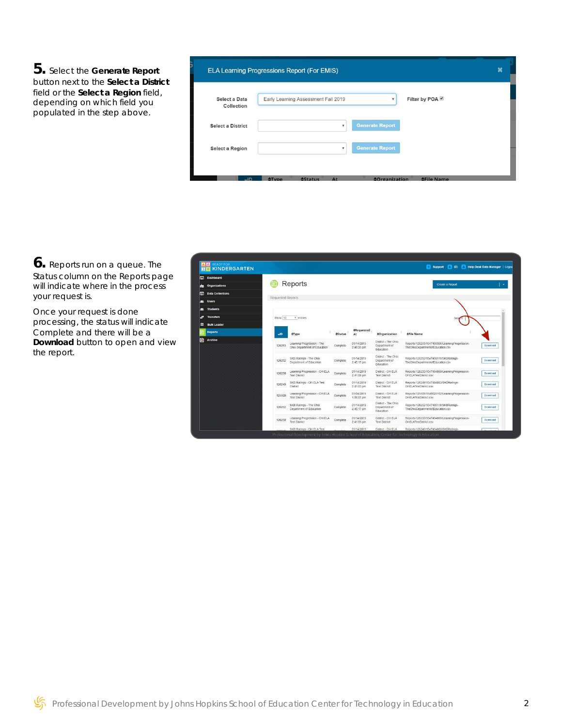**5.** Select the **Generate Report** button next to the **Select a District** field or the **Select a Region** field, depending on which field you populated in the step above.

**6.** Reports run on a queue. The Status column on the Reports page will indicate where in the process your request is.

Once your request is done processing, the status will indicate Complete and there will be a **Download** button to open and view the report.